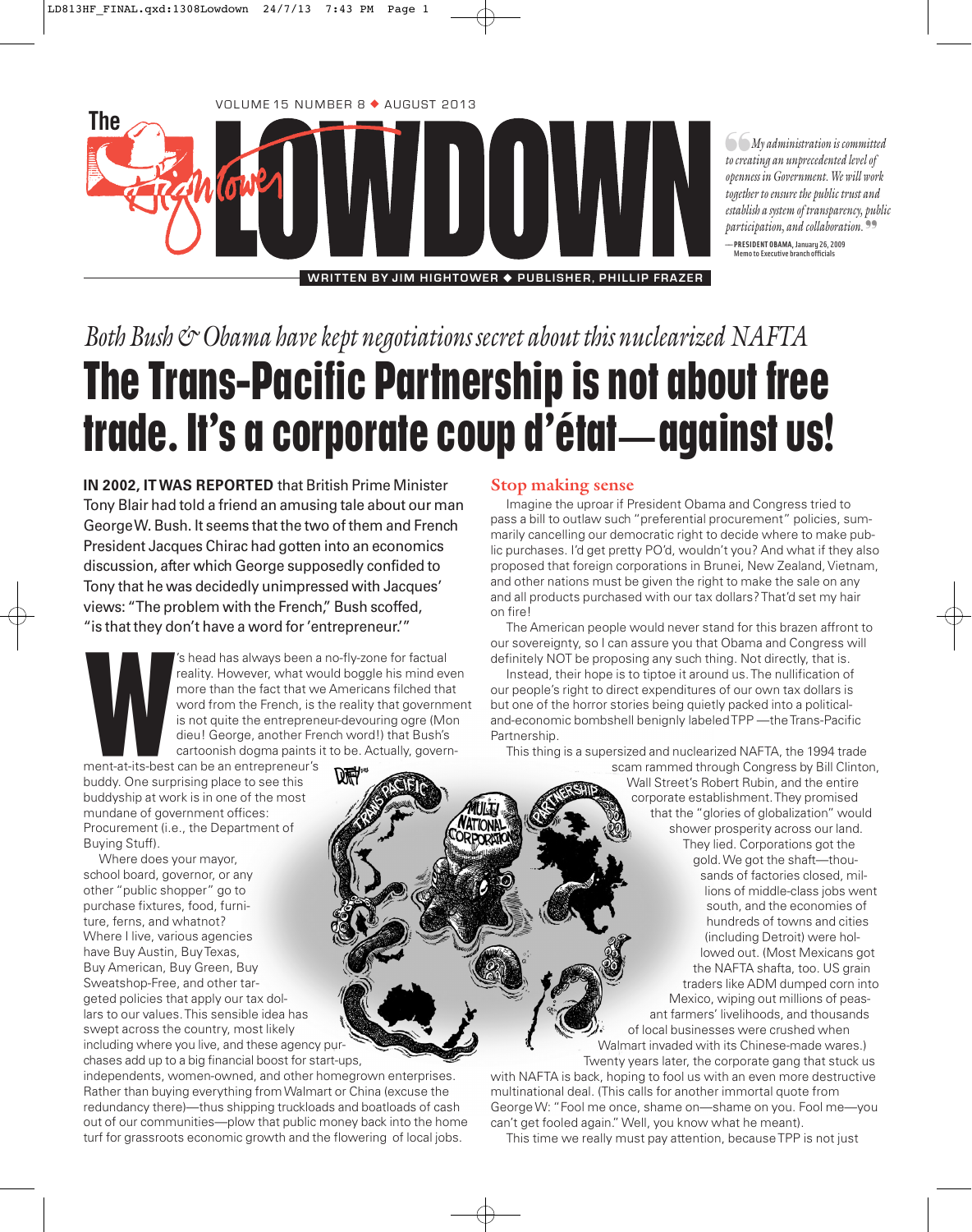# The Hightower LOWDOWN

VOLUME 15 NUMBER 8 ◆ AUGUST 2013

WRITTEN BY JIM HIGHTOWER ◆ PUBLISHER, PHILLIP FRAZER

> *My administration is committed to creating an unprecedented level of openness in Government. We will work together to ensure the public trust and establish a system of transparency, public participation, and collaboration.*
>
> —PRESIDENT OBAMA, January 26, 2009 Memo to Executive branch officials

*Both Bush & Obama have kept negotiations secret about this nuclearized NAFTA*

# The Trans-Pacific Partnership is not about free trade. It's a corporate coup d'état—against us!

**IN 2002, IT WAS REPORTED** that British Prime Minister Tony Blair had told a friend an amusing tale about our man George W. Bush. It seems that the two of them and French President Jacques Chirac had gotten into an economics discussion, after which George supposedly confided to Tony that he was decidedly unimpressed with Jacques' views: "The problem with the French," Bush scoffed, "is that they don't have a word for 'entrepreneur.'"

W's head has always been a no-fly-zone for factual reality. However, what would boggle his mind even more than the fact that we Americans filched that word from the French, is the reality that government is not quite the entrepreneur-devouring ogre (Mon dieu! George, another French word!) that Bush's cartoonish dogma paints it to be. Actually, government-at-its-best can be an entrepreneur's buddy. One surprising place to see this buddyship at work is in one of the most mundane of government offices: Procurement (i.e., the Department of Buying Stuff).

Where does your mayor, school board, governor, or any other "public shopper" go to purchase fixtures, food, furniture, ferns, and whatnot? Where I live, various agencies have Buy Austin, Buy Texas, Buy American, Buy Green, Buy Sweatshop-Free, and other targeted policies that apply our tax dollars to our values. This sensible idea has swept across the country, most likely including where you live, and these agency purchases add up to a big financial boost for start-ups, independents, women-owned, and other homegrown enterprises. Rather than buying everything from Walmart or China (excuse the redundancy there)—thus shipping truckloads and boatloads of cash out of our communities—plow that public money back into the home turf for grassroots economic growth and the flowering of local jobs.

## Stop making sense

Imagine the uproar if President Obama and Congress tried to pass a bill to outlaw such "preferential procurement" policies, summarily cancelling our democratic right to decide where to make public purchases. I'd get pretty PO'd, wouldn't you? And what if they also proposed that foreign corporations in Brunei, New Zealand, Vietnam, and other nations must be given the right to make the sale on any and all products purchased with our tax dollars? That'd set my hair on fire!

The American people would never stand for this brazen affront to our sovereignty, so I can assure you that Obama and Congress will definitely NOT be proposing any such thing. Not directly, that is.

Instead, their hope is to tiptoe it around us. The nullification of our people's right to direct expenditures of our own tax dollars is but one of the horror stories being quietly packed into a political-and-economic bombshell benignly labeled TPP—the Trans-Pacific Partnership.

This thing is a supersized and nuclearized NAFTA, the 1994 trade scam rammed through Congress by Bill Clinton, Wall Street's Robert Rubin, and the entire corporate establishment. They promised that the "glories of globalization" would shower prosperity across our land. They lied. Corporations got the gold. We got the shaft—thousands of factories closed, millions of middle-class jobs went south, and the economies of hundreds of towns and cities (including Detroit) were hollowed out. (Most Mexicans got the NAFTA shafta, too. US grain traders like ADM dumped corn into Mexico, wiping out millions of peasant farmers' livelihoods, and thousands of local businesses were crushed when Walmart invaded with its Chinese-made wares.)

Twenty years later, the corporate gang that stuck us with NAFTA is back, hoping to fool us with an even more destructive multinational deal. (This calls for another immortal quote from George W: "Fool me once, shame on—shame on you. Fool me—you can't get fooled again." Well, you know what he meant).

This time we really must pay attention, because TPP is not just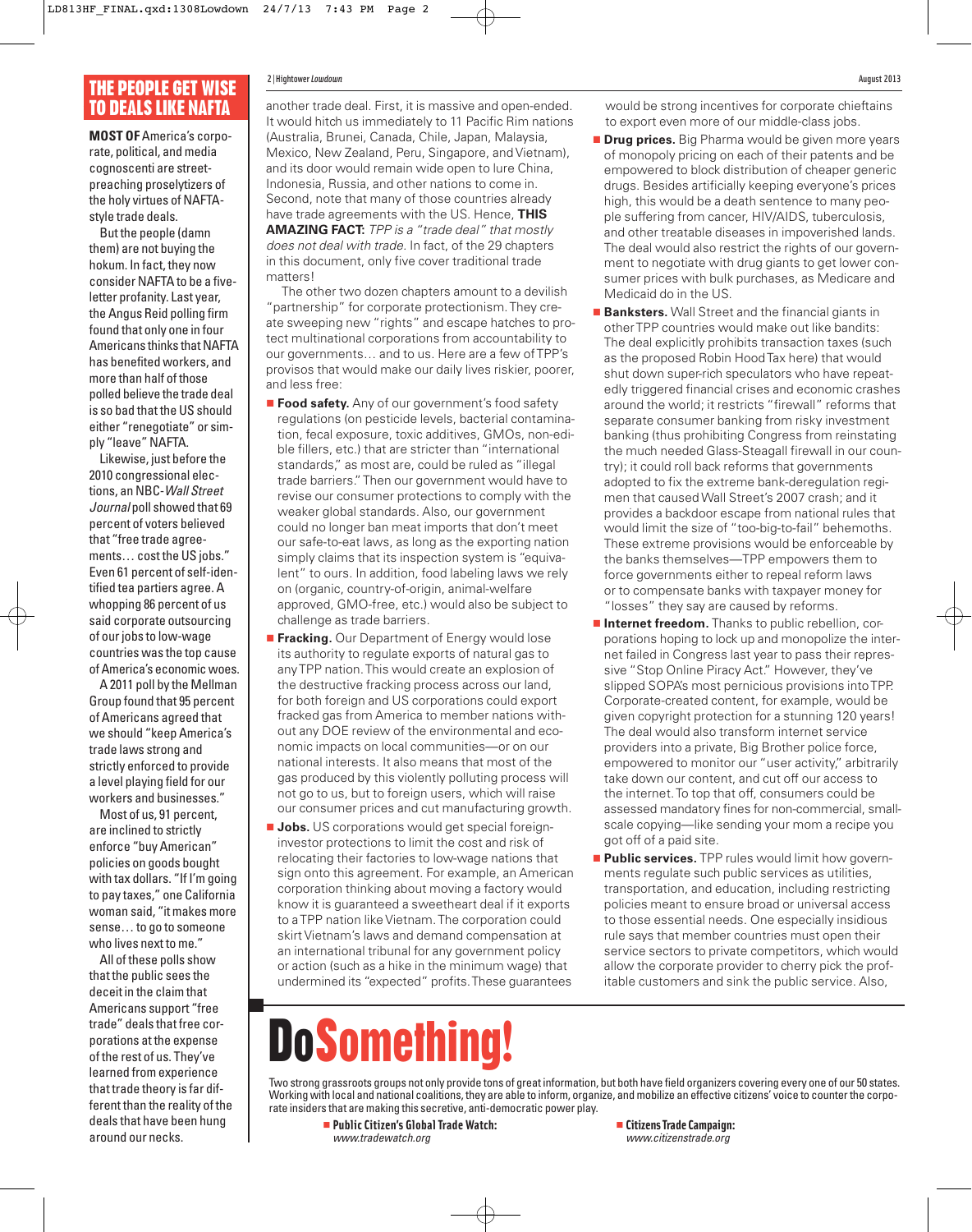## THE PEOPLE GET WISE TO DEALS LIKE NAFTA

**MOST OF** America's corporate, political, and media cognoscenti are street-preaching proselytizers of the holy virtues of NAFTA-style trade deals.

But the people (damn them) are not buying the hokum. In fact, they now consider NAFTA to be a five-letter profanity. Last year, the Angus Reid polling firm found that only one in four Americans thinks that NAFTA has benefited workers, and more than half of those polled believe the trade deal is so bad that the US should either "renegotiate" or simply "leave" NAFTA.

Likewise, just before the 2010 congressional elections, an NBC-*Wall Street Journal* poll showed that 69 percent of voters believed that "free trade agreements… cost the US jobs." Even 61 percent of self-identified tea partiers agree. A whopping 86 percent of us said corporate outsourcing of our jobs to low-wage countries was the top cause of America's economic woes.

A 2011 poll by the Mellman Group found that 95 percent of Americans agreed that we should "keep America's trade laws strong and strictly enforced to provide a level playing field for our workers and businesses."

Most of us, 91 percent, are inclined to strictly enforce "buy American" policies on goods bought with tax dollars. "If I'm going to pay taxes," one California woman said, "it makes more sense… to go to someone who lives next to me."

All of these polls show that the public sees the deceit in the claim that Americans support "free trade" deals that free corporations at the expense of the rest of us. They've learned from experience that trade theory is far different than the reality of the deals that have been hung around our necks.

---

another trade deal. First, it is massive and open-ended. It would hitch us immediately to 11 Pacific Rim nations (Australia, Brunei, Canada, Chile, Japan, Malaysia, Mexico, New Zealand, Peru, Singapore, and Vietnam), and its door would remain wide open to lure China, Indonesia, Russia, and other nations to come in. Second, note that many of those countries already have trade agreements with the US. Hence, **THIS AMAZING FACT:** *TPP is a "trade deal" that mostly does not deal with trade.* In fact, of the 29 chapters in this document, only five cover traditional trade matters!

The other two dozen chapters amount to a devilish "partnership" for corporate protectionism. They create sweeping new "rights" and escape hatches to protect multinational corporations from accountability to our governments… and to us. Here are a few of TPP's provisos that would make our daily lives riskier, poorer, and less free:

- **Food safety.** Any of our government's food safety regulations (on pesticide levels, bacterial contamination, fecal exposure, toxic additives, GMOs, non-edible fillers, etc.) that are stricter than "international standards," as most are, could be ruled as "illegal trade barriers." Then our government would have to revise our consumer protections to comply with the weaker global standards. Also, our government could no longer ban meat imports that don't meet our safe-to-eat laws, as long as the exporting nation simply claims that its inspection system is "equivalent" to ours. In addition, food labeling laws we rely on (organic, country-of-origin, animal-welfare approved, GMO-free, etc.) would also be subject to challenge as trade barriers.
- **Fracking.** Our Department of Energy would lose its authority to regulate exports of natural gas to any TPP nation. This would create an explosion of the destructive fracking process across our land, for both foreign and US corporations could export fracked gas from America to member nations without any DOE review of the environmental and economic impacts on local communities—or on our national interests. It also means that most of the gas produced by this violently polluting process will not go to us, but to foreign users, which will raise our consumer prices and cut manufacturing growth.
- **Jobs.** US corporations would get special foreign-investor protections to limit the cost and risk of relocating their factories to low-wage nations that sign onto this agreement. For example, an American corporation thinking about moving a factory would know it is guaranteed a sweetheart deal if it exports to a TPP nation like Vietnam. The corporation could skirt Vietnam's laws and demand compensation at an international tribunal for any government policy or action (such as a hike in the minimum wage) that undermined its "expected" profits. These guarantees would be strong incentives for corporate chieftains to export even more of our middle-class jobs.
- **Drug prices.** Big Pharma would be given more years of monopoly pricing on each of their patents and be empowered to block distribution of cheaper generic drugs. Besides artificially keeping everyone's prices high, this would be a death sentence to many people suffering from cancer, HIV/AIDS, tuberculosis, and other treatable diseases in impoverished lands. The deal would also restrict the rights of our government to negotiate with drug giants to get lower consumer prices with bulk purchases, as Medicare and Medicaid do in the US.
- **Banksters.** Wall Street and the financial giants in other TPP countries would make out like bandits: The deal explicitly prohibits transaction taxes (such as the proposed Robin Hood Tax here) that would shut down super-rich speculators who have repeatedly triggered financial crises and economic crashes around the world; it restricts "firewall" reforms that separate consumer banking from risky investment banking (thus prohibiting Congress from reinstating the much needed Glass-Steagall firewall in our country); it could roll back reforms that governments adopted to fix the extreme bank-deregulation regimen that caused Wall Street's 2007 crash; and it provides a backdoor escape from national rules that would limit the size of "too-big-to-fail" behemoths. These extreme provisions would be enforceable by the banks themselves—TPP empowers them to force governments either to repeal reform laws or to compensate banks with taxpayer money for "losses" they say are caused by reforms.
- **Internet freedom.** Thanks to public rebellion, corporations hoping to lock up and monopolize the internet failed in Congress last year to pass their repressive "Stop Online Piracy Act." However, they've slipped SOPA's most pernicious provisions into TPP. Corporate-created content, for example, would be given copyright protection for a stunning 120 years! The deal would also transform internet service providers into a private, Big Brother police force, empowered to monitor our "user activity," arbitrarily take down our content, and cut off our access to the internet. To top that off, consumers could be assessed mandatory fines for non-commercial, small-scale copying—like sending your mom a recipe you got off of a paid site.
- **Public services.** TPP rules would limit how governments regulate such public services as utilities, transportation, and education, including restricting policies meant to ensure broad or universal access to those essential needs. One especially insidious rule says that member countries must open their service sectors to private competitors, which would allow the corporate provider to cherry pick the profitable customers and sink the public service. Also,

## DoSomething!

Two strong grassroots groups not only provide tons of great information, but both have field organizers covering every one of our 50 states. Working with local and national coalitions, they are able to inform, organize, and mobilize an effective citizens' voice to counter the corporate insiders that are making this secretive, anti-democratic power play.

- **Public Citizen's Global Trade Watch:** *www.tradewatch.org*
- **Citizens Trade Campaign:** *www.citizenstrade.org*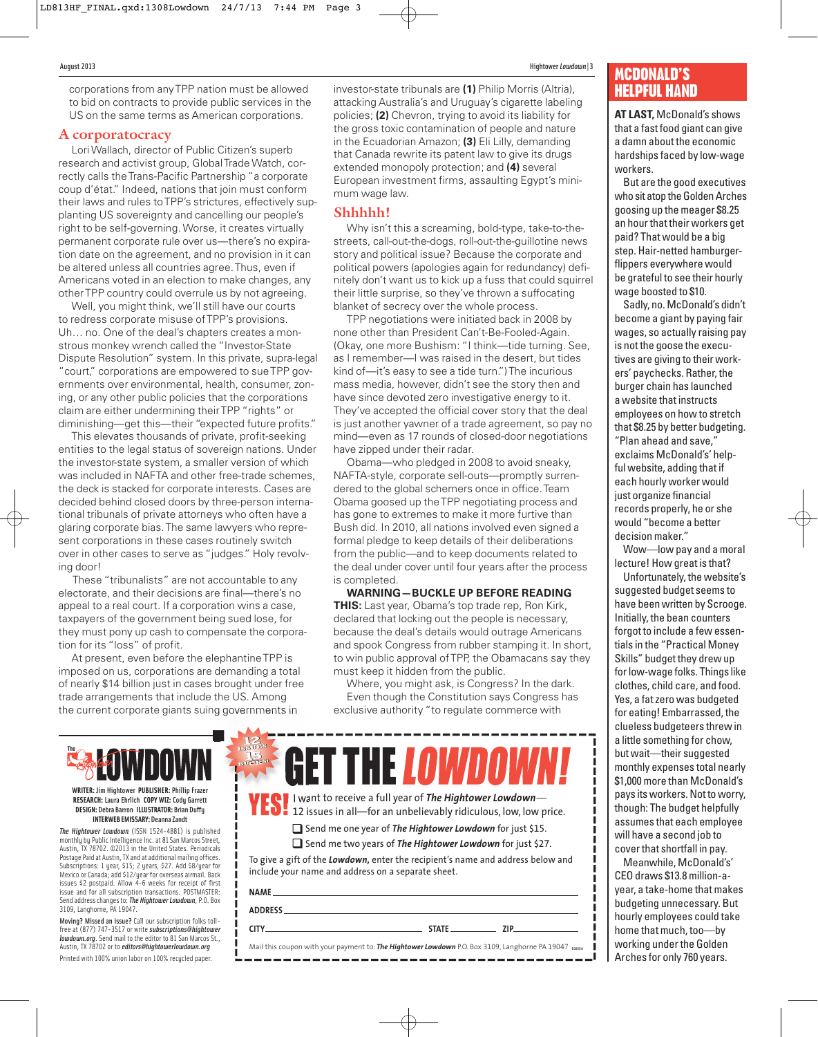corporations from any TPP nation must be allowed to bid on contracts to provide public services in the US on the same terms as American corporations.

## A corporatocracy

Lori Wallach, director of Public Citizen's superb research and activist group, Global Trade Watch, correctly calls the Trans-Pacific Partnership "a corporate coup d'état." Indeed, nations that join must conform their laws and rules to TPP's strictures, effectively supplanting US sovereignty and cancelling our people's right to be self-governing. Worse, it creates virtually permanent corporate rule over us—there's no expiration date on the agreement, and no provision in it can be altered unless all countries agree. Thus, even if Americans voted in an election to make changes, any other TPP country could overrule us by not agreeing.

Well, you might think, we'll still have our courts to redress corporate misuse of TPP's provisions. Uh… no. One of the deal's chapters creates a monstrous monkey wrench called the "Investor-State Dispute Resolution" system. In this private, supra-legal "court," corporations are empowered to sue TPP governments over environmental, health, consumer, zoning, or any other public policies that the corporations claim are either undermining their TPP "rights" or diminishing—get this—their "expected future profits."

This elevates thousands of private, profit-seeking entities to the legal status of sovereign nations. Under the investor-state system, a smaller version of which was included in NAFTA and other free-trade schemes, the deck is stacked for corporate interests. Cases are decided behind closed doors by three-person international tribunals of private attorneys who often have a glaring corporate bias. The same lawyers who represent corporations in these cases routinely switch over in other cases to serve as "judges." Holy revolving door!

These "tribunalists" are not accountable to any electorate, and their decisions are final—there's no appeal to a real court. If a corporation wins a case, taxpayers of the government being sued lose, for they must pony up cash to compensate the corporation for its "loss" of profit.

At present, even before the elephantine TPP is imposed on us, corporations are demanding a total of nearly $14 billion just in cases brought under free trade arrangements that include the US. Among the current corporate giants suing governments in investor-state tribunals are **(1)** Philip Morris (Altria), attacking Australia's and Uruguay's cigarette labeling policies; **(2)** Chevron, trying to avoid its liability for the gross toxic contamination of people and nature in the Ecuadorian Amazon; **(3)** Eli Lilly, demanding that Canada rewrite its patent law to give its drugs extended monopoly protection; and **(4)** several European investment firms, assaulting Egypt's minimum wage law.

## Shhhhh!

Why isn't this a screaming, bold-type, take-to-the-streets, call-out-the-dogs, roll-out-the-guillotine news story and political issue? Because the corporate and political powers (apologies again for redundancy) definitely don't want us to kick up a fuss that could squirrel their little surprise, so they've thrown a suffocating blanket of secrecy over the whole process.

TPP negotiations were initiated back in 2008 by none other than President Can't-Be-Fooled-Again. (Okay, one more Bushism: "I think—tide turning. See, as I remember—I was raised in the desert, but tides kind of—it's easy to see a tide turn.") The incurious mass media, however, didn't see the story then and have since devoted zero investigative energy to it. They've accepted the official cover story that the deal is just another yawner of a trade agreement, so pay no mind—even as 17 rounds of closed-door negotiations have zipped under their radar.

Obama—who pledged in 2008 to avoid sneaky, NAFTA-style, corporate sell-outs—promptly surrendered to the global schemers once in office. Team Obama goosed up the TPP negotiating process and has gone to extremes to make it more furtive than Bush did. In 2010, all nations involved even signed a formal pledge to keep details of their deliberations from the public—and to keep documents related to the deal under cover until four years after the process is completed.

**WARNING—BUCKLE UP BEFORE READING THIS:** Last year, Obama's top trade rep, Ron Kirk, declared that locking out the people is necessary, because the deal's details would outrage Americans and spook Congress from rubber stamping it. In short, to win public approval of TPP, the Obamacans say they must keep it hidden from the public.

Where, you might ask, is Congress? In the dark. Even though the Constitution says Congress has exclusive authority "to regulate commerce with

## McDONALD'S HELPFUL HAND

**AT LAST,** McDonald's shows that a fast food giant can give a damn about the economic hardships faced by low-wage workers.

But are the good executives who sit atop the Golden Arches goosing up the meager $8.25 an hour that their workers get paid? That would be a big step. Hair-netted hamburger-flippers everywhere would be grateful to see their hourly wage boosted to $10.

Sadly, no. McDonald's didn't become a giant by paying fair wages, so actually raising pay is not the goose the executives are giving to their workers' paychecks. Rather, the burger chain has launched a website that instructs employees on how to stretch that $8.25 by better budgeting. "Plan ahead and save," exclaims McDonald's' helpful website, adding that if each hourly worker would just organize financial records properly, he or she would "become a better decision maker."

Wow—low pay and a moral lecture! How great is that?

Unfortunately, the website's suggested budget seems to have been written by Scrooge. Initially, the bean counters forgot to include a few essentials in the "Practical Money Skills" budget they drew up for low-wage folks. Things like clothes, child care, and food. Yes, a fat zero was budgeted for eating! Embarrassed, the clueless budgeteers threw in a little something for chow, but wait—their suggested monthly expenses total nearly $1,000 more than McDonald's pays its workers. Not to worry, though: The budget helpfully assumes that each employee will have a second job to cover that shortfall in pay.

Meanwhile, McDonald's' CEO draws $13.8 million-a-year, a take-home that makes budgeting unnecessary. But hourly employees could take home that much, too—by working under the Golden Arches for only 760 years.

---

**The Hightower LOWDOWN**

**WRITER:** Jim Hightower **PUBLISHER:** Phillip Frazer
**RESEARCH:** Laura Ehrlich **COPY WIZ:** Cody Garrett
**DESIGN:** Debra Barron **ILLUSTRATOR:** Brian Duffy
**INTERWEB EMISSARY:** Deanna Zandt

*The Hightower Lowdown* (ISSN 1524-4881) is published monthly by Public Intelligence Inc. at 81 San Marcos Street, Austin, TX 78702. ©2013 in the United States. Periodicals Postage Paid at Austin, TX and at additional mailing offices. Subscriptions: 1 year, $15; 2 years, $27. Add $8/year for Mexico or Canada; add $12/year for overseas airmail. Back issues $2 postpaid. Allow 4-6 weeks for receipt of first issue and for all subscription transactions. POSTMASTER: Send address changes to: *The Hightower Lowdown*, P.O. Box 3109, Langhorne, PA 19047.

**Moving? Missed an issue?** Call our subscription folks toll-free at (877) 747-3517 or write ***subscriptions@hightowerlowdown.org***. Send mail to the editor to 81 San Marcos St., Austin, TX 78702 or to ***editors@hightowerlowdown.org***

Printed with 100% union labor on 100% recycled paper.

---

12 ISSUES 15 BUCKS!

# GET THE *LOWDOWN!*

**YES!** I want to receive a full year of ***The Hightower Lowdown***—12 issues in all—for an unbelievably ridiculous, low, low price.

- ☐ Send me one year of ***The Hightower Lowdown*** for just $15.
- ☐ Send me two years of ***The Hightower Lowdown*** for just $27.

To give a gift of the ***Lowdown,*** enter the recipient's name and address below and include your name and address on a separate sheet.

**NAME** ______________________

**ADDRESS** ______________________

**CITY** ______________ **STATE** ________ **ZIP** ________

Mail this coupon with your payment to: ***The Hightower Lowdown*** P.O. Box 3109, Langhorne PA 19047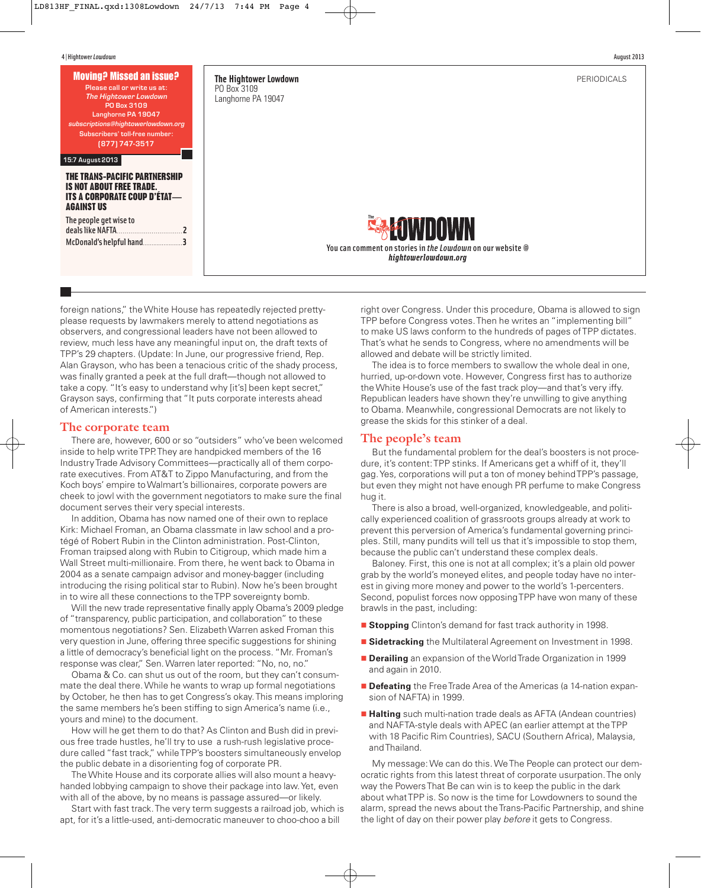**Moving? Missed an issue?**
Please call or write us at:
*The Hightower Lowdown*
PO Box 3109
Langhorne PA 19047
*subscriptions@hightowerlowdown.org*
Subscribers' toll-free number:
(877) 747-3517

15:7 August 2013

**THE TRANS-PACIFIC PARTNERSHIP IS NOT ABOUT FREE TRADE. ITS A CORPORATE COUP D'ÉTAT—AGAINST US**

The people get wise to deals like NAFTA .......... 2
McDonald's helpful hand .......... 3

**The Hightower Lowdown**
PO Box 3109
Langhorne PA 19047

PERIODICALS

The LOWDOWN
You can comment on stories in *the Lowdown* on our website @ ***hightowerlowdown.org***

---

foreign nations," the White House has repeatedly rejected pretty-please requests by lawmakers merely to attend negotiations as observers, and congressional leaders have not been allowed to review, much less have any meaningful input on, the draft texts of TPP's 29 chapters. (Update: In June, our progressive friend, Rep. Alan Grayson, who has been a tenacious critic of the shady process, was finally granted a peek at the full draft—though not allowed to take a copy. "It's easy to understand why [it's] been kept secret," Grayson says, confirming that "It puts corporate interests ahead of American interests.")

## The corporate team

There are, however, 600 or so "outsiders" who've been welcomed inside to help write TPP. They are handpicked members of the 16 Industry Trade Advisory Committees—practically all of them corporate executives. From AT&T to Zippo Manufacturing, and from the Koch boys' empire to Walmart's billionaires, corporate powers are cheek to jowl with the government negotiators to make sure the final document serves their very special interests.

In addition, Obama has now named one of their own to replace Kirk: Michael Froman, an Obama classmate in law school and a protégé of Robert Rubin in the Clinton administration. Post-Clinton, Froman traipsed along with Rubin to Citigroup, which made him a Wall Street multi-millionaire. From there, he went back to Obama in 2004 as a senate campaign advisor and money-bagger (including introducing the rising political star to Rubin). Now he's been brought in to wire all these connections to the TPP sovereignty bomb.

Will the new trade representative finally apply Obama's 2009 pledge of "transparency, public participation, and collaboration" to these momentous negotiations? Sen. Elizabeth Warren asked Froman this very question in June, offering three specific suggestions for shining a little of democracy's beneficial light on the process. "Mr. Froman's response was clear," Sen. Warren later reported: "No, no, no."

Obama & Co. can shut us out of the room, but they can't consummate the deal there. While he wants to wrap up formal negotiations by October, he then has to get Congress's okay. This means imploring the same members he's been stiffing to sign America's name (i.e., yours and mine) to the document.

How will he get them to do that? As Clinton and Bush did in previous free trade hustles, he'll try to use a rush-rush legislative procedure called "fast track," while TPP's boosters simultaneously envelop the public debate in a disorienting fog of corporate PR.

The White House and its corporate allies will also mount a heavy-handed lobbying campaign to shove their package into law. Yet, even with all of the above, by no means is passage assured—or likely.

Start with fast track. The very term suggests a railroad job, which is apt, for it's a little-used, anti-democratic maneuver to choo-choo a bill right over Congress. Under this procedure, Obama is allowed to sign TPP before Congress votes. Then he writes an "implementing bill" to make US laws conform to the hundreds of pages of TPP dictates. That's what he sends to Congress, where no amendments will be allowed and debate will be strictly limited.

The idea is to force members to swallow the whole deal in one, hurried, up-or-down vote. However, Congress first has to authorize the White House's use of the fast track ploy—and that's very iffy. Republican leaders have shown they're unwilling to give anything to Obama. Meanwhile, congressional Democrats are not likely to grease the skids for this stinker of a deal.

## The people's team

But the fundamental problem for the deal's boosters is not procedure, it's content: TPP stinks. If Americans get a whiff of it, they'll gag. Yes, corporations will put a ton of money behind TPP's passage, but even they might not have enough PR perfume to make Congress hug it.

There is also a broad, well-organized, knowledgeable, and politically experienced coalition of grassroots groups already at work to prevent this perversion of America's fundamental governing principles. Still, many pundits will tell us that it's impossible to stop them, because the public can't understand these complex deals.

Baloney. First, this one is not at all complex; it's a plain old power grab by the world's moneyed elites, and people today have no interest in giving more money and power to the world's 1-percenters. Second, populist forces now opposing TPP have won many of these brawls in the past, including:

- **Stopping** Clinton's demand for fast track authority in 1998.
- **Sidetracking** the Multilateral Agreement on Investment in 1998.
- **Derailing** an expansion of the World Trade Organization in 1999 and again in 2010.
- **Defeating** the Free Trade Area of the Americas (a 14-nation expansion of NAFTA) in 1999.
- **Halting** such multi-nation trade deals as AFTA (Andean countries) and NAFTA-style deals with APEC (an earlier attempt at the TPP with 18 Pacific Rim Countries), SACU (Southern Africa), Malaysia, and Thailand.

My message: We can do this. We The People can protect our democratic rights from this latest threat of corporate usurpation. The only way the Powers That Be can win is to keep the public in the dark about what TPP is. So now is the time for Lowdowners to sound the alarm, spread the news about the Trans-Pacific Partnership, and shine the light of day on their power play *before* it gets to Congress.